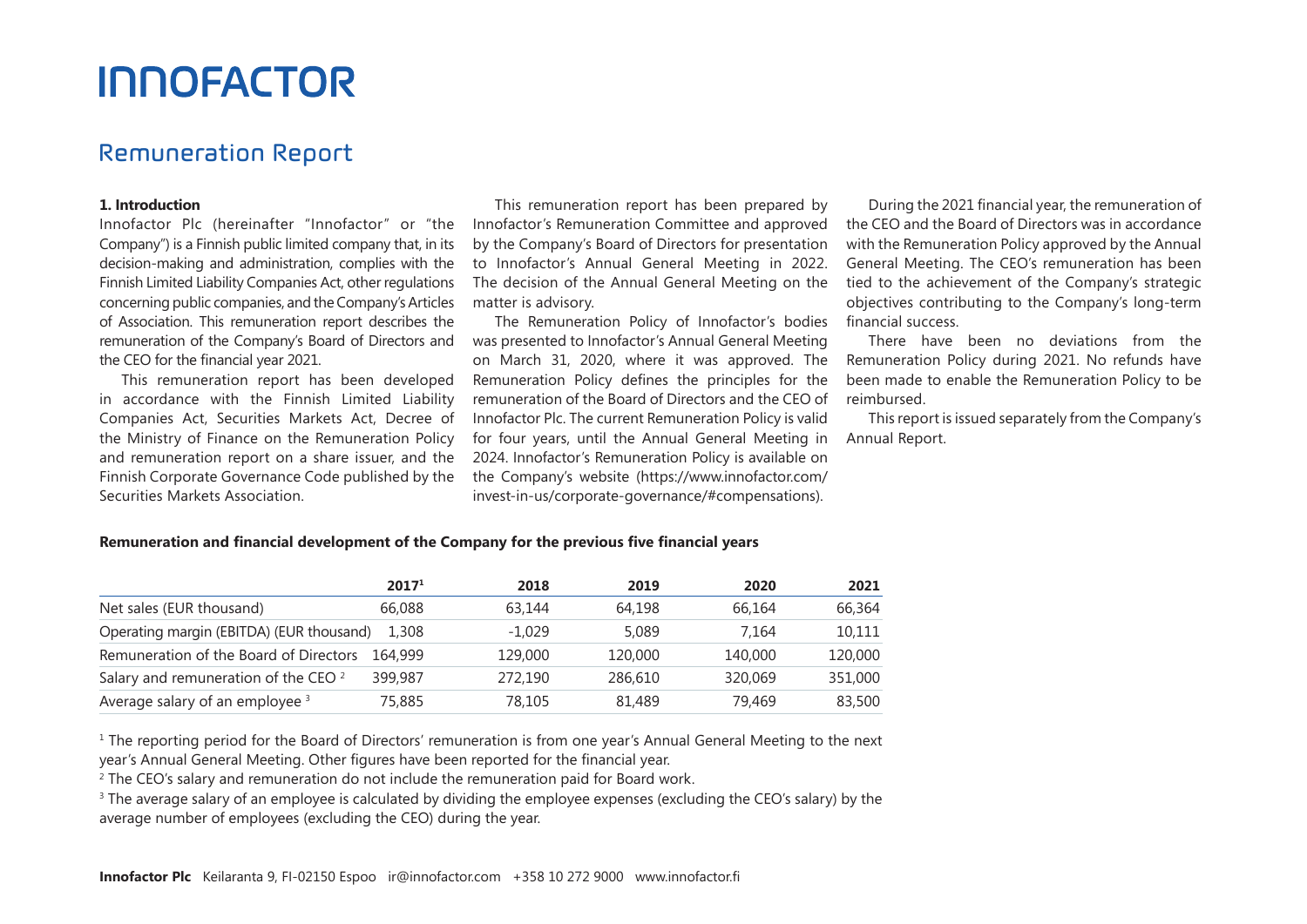# INNOFACTOR

## Remuneration Report

### 1. Introduction

Innofactor Plc (hereinafter "Innofactor" or "the Company") is a Finnish public limited company that, in its decision-making and administration, complies with the Finnish Limited Liability Companies Act, other regulations concerning public companies, and the Company's Articles of Association. This remuneration report describes the remuneration of the Company's Board of Directors and the CEO for the financial year 2021.

This remuneration report has been developed in accordance with the Finnish Limited Liability Companies Act, Securities Markets Act, Decree of the Ministry of Finance on the Remuneration Policy and remuneration report on a share issuer, and the Finnish Corporate Governance Code published by the Securities Markets Association.

This remuneration report has been prepared by Innofactor's Remuneration Committee and approved by the Company's Board of Directors for presentation to Innofactor's Annual General Meeting in 2022. The decision of the Annual General Meeting on the matter is advisory.

The Remuneration Policy of Innofactor's bodies was presented to Innofactor's Annual General Meeting on March 31, 2020, where it was approved. The Remuneration Policy defines the principles for the remuneration of the Board of Directors and the CEO of Innofactor Plc. The current Remuneration Policy is valid for four years, until the Annual General Meeting in 2024. Innofactor's Remuneration Policy is available on the Company's website (https://www.innofactor.com/invest-in-us/corporate-governance/#compensations).

During the 2021 financial year, the remuneration of the CEO and the Board of Directors was in accordance with the Remuneration Policy approved by the Annual General Meeting. The CEO's remuneration has been tied to the achievement of the Company's strategic objectives contributing to the Company's long-term financial success.

There have been no deviations from the Remuneration Policy during 2021. No refunds have been made to enable the Remuneration Policy to be reimbursed.

This report is issued separately from the Company's Annual Report.

**Remuneration and financial development of the Company for the previous five financial years**

| | 2017[1] | 2018 | 2019 | 2020 | 2021 |
|---|---|---|---|---|---|
| Net sales (EUR thousand) | 66,088 | 63,144 | 64,198 | 66,164 | 66,364 |
| Operating margin (EBITDA) (EUR thousand) | 1,308 | -1,029 | 5,089 | 7,164 | 10,111 |
| Remuneration of the Board of Directors | 164,999 | 129,000 | 120,000 | 140,000 | 120,000 |
| Salary and remuneration of the CEO [2] | 399,987 | 272,190 | 286,610 | 320,069 | 351,000 |
| Average salary of an employee [3] | 75,885 | 78,105 | 81,489 | 79,469 | 83,500 |

[1] The reporting period for the Board of Directors' remuneration is from one year's Annual General Meeting to the next year's Annual General Meeting. Other figures have been reported for the financial year.

[2] The CEO's salary and remuneration do not include the remuneration paid for Board work.

[3] The average salary of an employee is calculated by dividing the employee expenses (excluding the CEO's salary) by the average number of employees (excluding the CEO) during the year.

**Innofactor Plc** Keilaranta 9, FI-02150 Espoo ir@innofactor.com +358 10 272 9000 www.innofactor.fi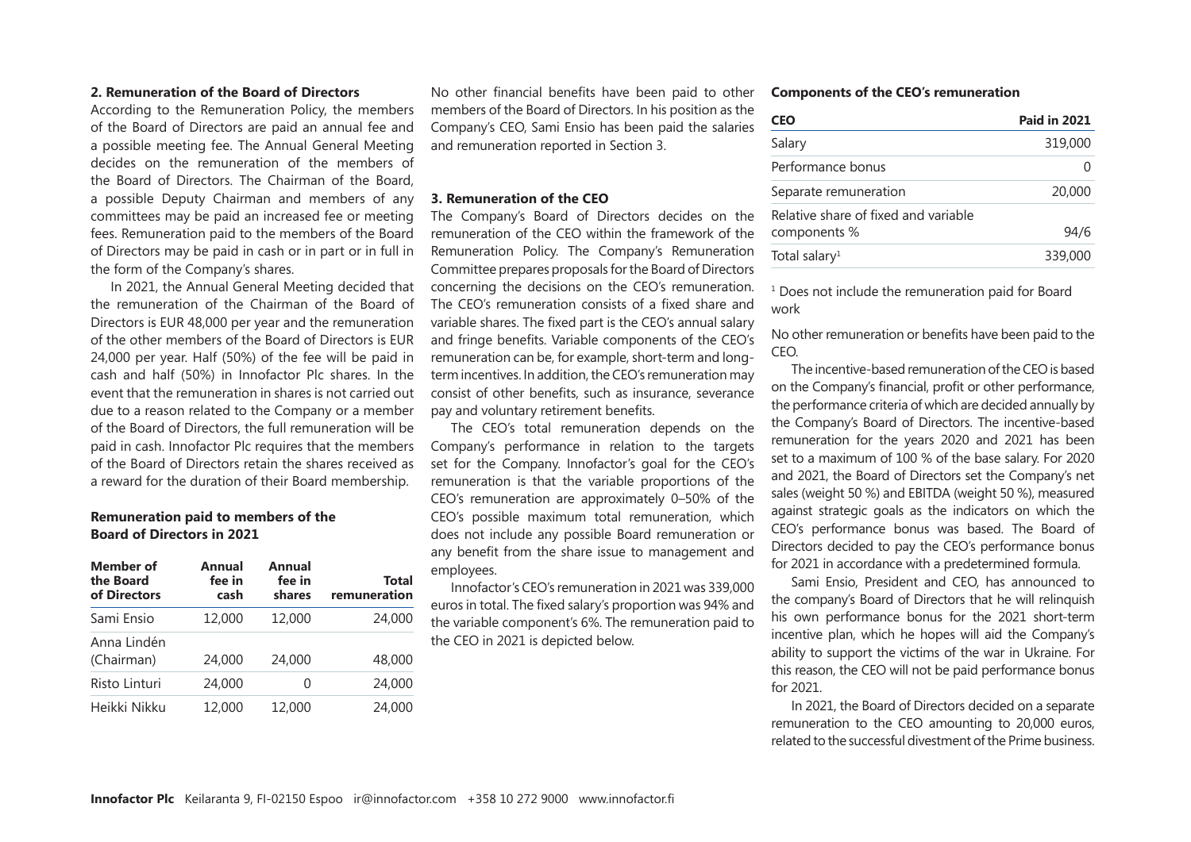## 2. Remuneration of the Board of Directors

According to the Remuneration Policy, the members of the Board of Directors are paid an annual fee and a possible meeting fee. The Annual General Meeting decides on the remuneration of the members of the Board of Directors. The Chairman of the Board, a possible Deputy Chairman and members of any committees may be paid an increased fee or meeting fees. Remuneration paid to the members of the Board of Directors may be paid in cash or in part or in full in the form of the Company's shares.

In 2021, the Annual General Meeting decided that the remuneration of the Chairman of the Board of Directors is EUR 48,000 per year and the remuneration of the other members of the Board of Directors is EUR 24,000 per year. Half (50%) of the fee will be paid in cash and half (50%) in Innofactor Plc shares. In the event that the remuneration in shares is not carried out due to a reason related to the Company or a member of the Board of Directors, the full remuneration will be paid in cash. Innofactor Plc requires that the members of the Board of Directors retain the shares received as a reward for the duration of their Board membership.

**Remuneration paid to members of the Board of Directors in 2021**

| Member of the Board of Directors | Annual fee in cash | Annual fee in shares | Total remuneration |
|---|---|---|---|
| Sami Ensio | 12,000 | 12,000 | 24,000 |
| Anna Lindén (Chairman) | 24,000 | 24,000 | 48,000 |
| Risto Linturi | 24,000 | 0 | 24,000 |
| Heikki Nikku | 12,000 | 12,000 | 24,000 |

No other financial benefits have been paid to other members of the Board of Directors. In his position as the Company's CEO, Sami Ensio has been paid the salaries and remuneration reported in Section 3.

## 3. Remuneration of the CEO

The Company's Board of Directors decides on the remuneration of the CEO within the framework of the Remuneration Policy. The Company's Remuneration Committee prepares proposals for the Board of Directors concerning the decisions on the CEO's remuneration. The CEO's remuneration consists of a fixed share and variable shares. The fixed part is the CEO's annual salary and fringe benefits. Variable components of the CEO's remuneration can be, for example, short-term and long-term incentives. In addition, the CEO's remuneration may consist of other benefits, such as insurance, severance pay and voluntary retirement benefits.

The CEO's total remuneration depends on the Company's performance in relation to the targets set for the Company. Innofactor's goal for the CEO's remuneration is that the variable proportions of the CEO's remuneration are approximately 0–50% of the CEO's possible maximum total remuneration, which does not include any possible Board remuneration or any benefit from the share issue to management and employees.

Innofactor's CEO's remuneration in 2021 was 339,000 euros in total. The fixed salary's proportion was 94% and the variable component's 6%. The remuneration paid to the CEO in 2021 is depicted below.

**Components of the CEO's remuneration**

| CEO | Paid in 2021 |
|---|---|
| Salary | 319,000 |
| Performance bonus | 0 |
| Separate remuneration | 20,000 |
| Relative share of fixed and variable components % | 94/6 |
| Total salary[1] | 339,000 |

[1] Does not include the remuneration paid for Board work

No other remuneration or benefits have been paid to the CEO.

The incentive-based remuneration of the CEO is based on the Company's financial, profit or other performance, the performance criteria of which are decided annually by the Company's Board of Directors. The incentive-based remuneration for the years 2020 and 2021 has been set to a maximum of 100 % of the base salary. For 2020 and 2021, the Board of Directors set the Company's net sales (weight 50 %) and EBITDA (weight 50 %), measured against strategic goals as the indicators on which the CEO's performance bonus was based. The Board of Directors decided to pay the CEO's performance bonus for 2021 in accordance with a predetermined formula.

Sami Ensio, President and CEO, has announced to the company's Board of Directors that he will relinquish his own performance bonus for the 2021 short-term incentive plan, which he hopes will aid the Company's ability to support the victims of the war in Ukraine. For this reason, the CEO will not be paid performance bonus for 2021.

In 2021, the Board of Directors decided on a separate remuneration to the CEO amounting to 20,000 euros, related to the successful divestment of the Prime business.